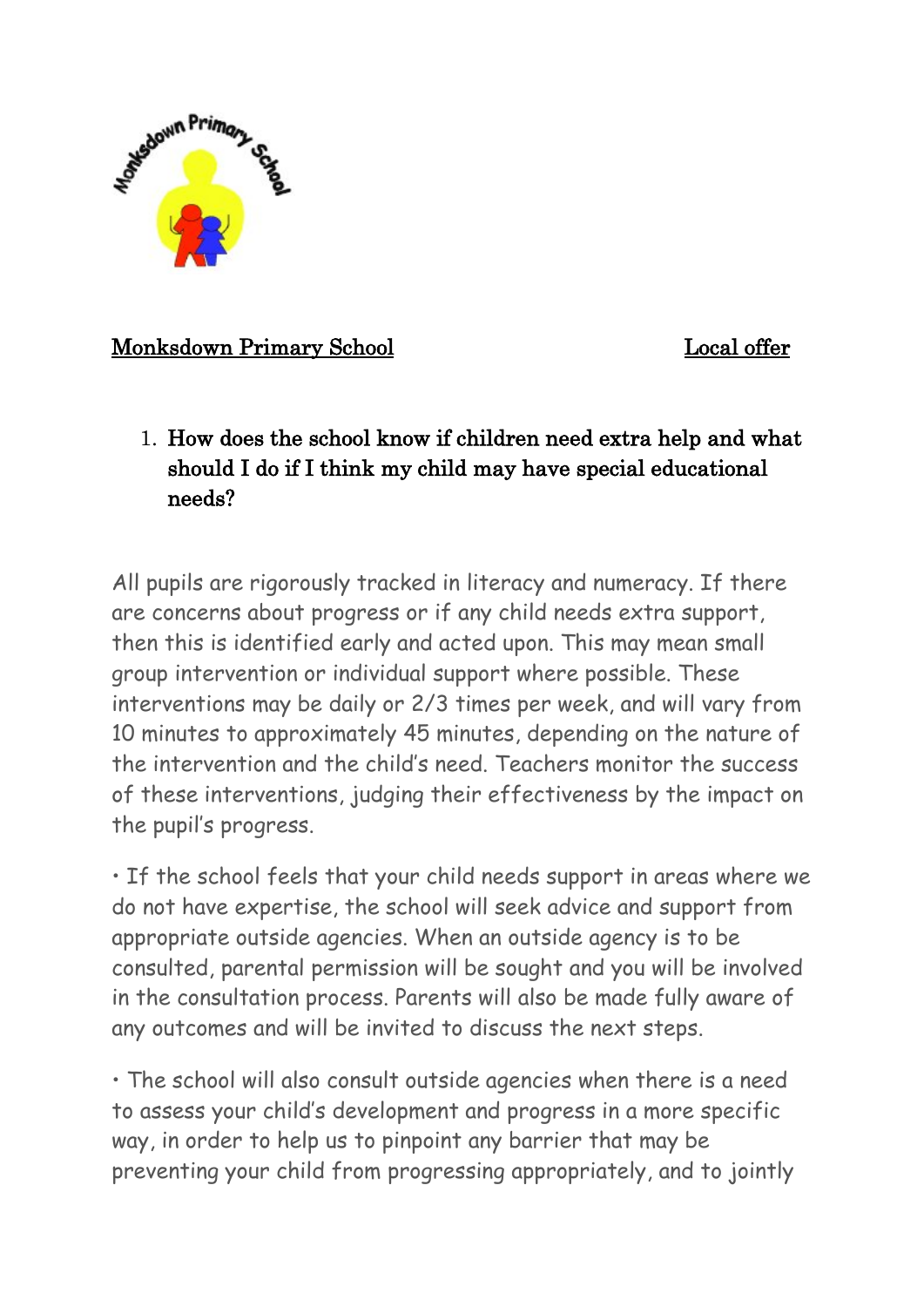Monksdown Primary School

Local offer

1. **How does the school know if children need extra help and what should I do if I think my child may have special educational needs?**

All pupils are rigorously tracked in literacy and numeracy. If there are concerns about progress or if any child needs extra support, then this is identified early and acted upon. This may mean small group intervention or individual support where possible. These interventions may be daily or 2/3 times per week, and will vary from 10 minutes to approximately 45 minutes, depending on the nature of the intervention and the child's need. Teachers monitor the success of these interventions, judging their effectiveness by the impact on the pupil's progress.

• If the school feels that your child needs support in areas where we do not have expertise, the school will seek advice and support from appropriate outside agencies. When an outside agency is to be consulted, parental permission will be sought and you will be involved in the consultation process. Parents will also be made fully aware of any outcomes and will be invited to discuss the next steps.

• The school will also consult outside agencies when there is a need to assess your child's development and progress in a more specific way, in order to help us to pinpoint any barrier that may be preventing your child from progressing appropriately, and to jointly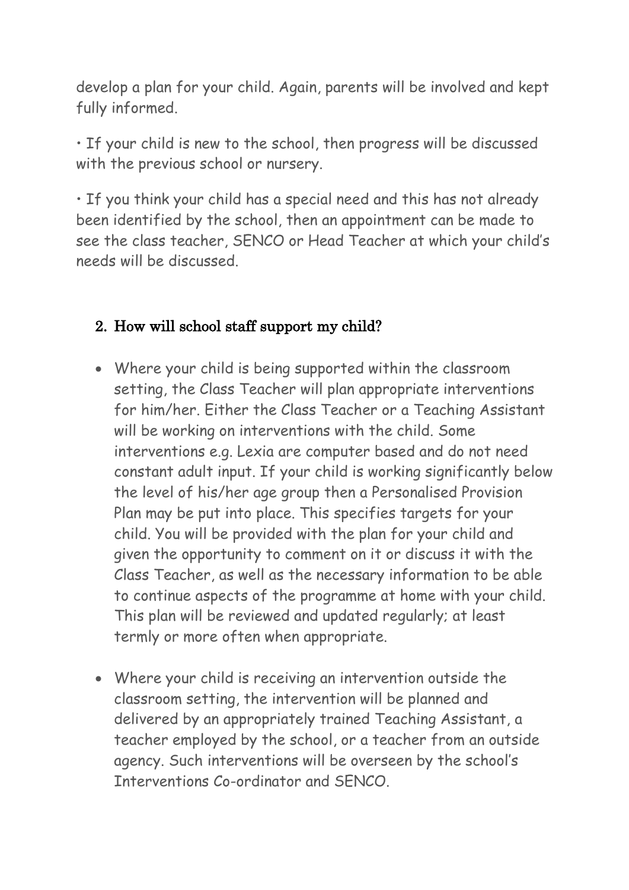develop a plan for your child. Again, parents will be involved and kept fully informed.

• If your child is new to the school, then progress will be discussed with the previous school or nursery.

• If you think your child has a special need and this has not already been identified by the school, then an appointment can be made to see the class teacher, SENCO or Head Teacher at which your child's needs will be discussed.

## 2. How will school staff support my child?

- Where your child is being supported within the classroom setting, the Class Teacher will plan appropriate interventions for him/her. Either the Class Teacher or a Teaching Assistant will be working on interventions with the child. Some interventions e.g. Lexia are computer based and do not need constant adult input. If your child is working significantly below the level of his/her age group then a Personalised Provision Plan may be put into place. This specifies targets for your child. You will be provided with the plan for your child and given the opportunity to comment on it or discuss it with the Class Teacher, as well as the necessary information to be able to continue aspects of the programme at home with your child. This plan will be reviewed and updated regularly; at least termly or more often when appropriate.

- Where your child is receiving an intervention outside the classroom setting, the intervention will be planned and delivered by an appropriately trained Teaching Assistant, a teacher employed by the school, or a teacher from an outside agency. Such interventions will be overseen by the school's Interventions Co-ordinator and SENCO.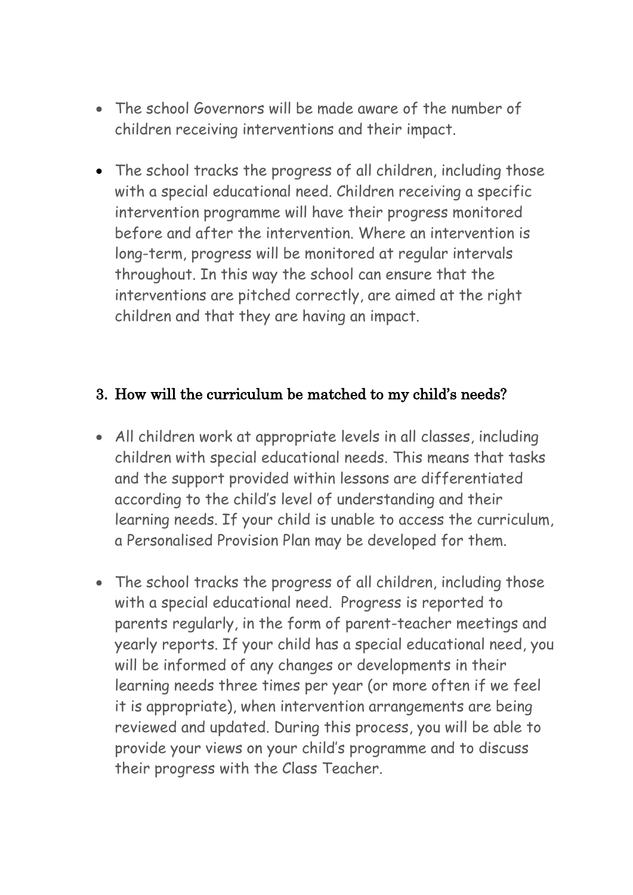- The school Governors will be made aware of the number of children receiving interventions and their impact.

- The school tracks the progress of all children, including those with a special educational need. Children receiving a specific intervention programme will have their progress monitored before and after the intervention. Where an intervention is long-term, progress will be monitored at regular intervals throughout. In this way the school can ensure that the interventions are pitched correctly, are aimed at the right children and that they are having an impact.

## 3. How will the curriculum be matched to my child's needs?

- All children work at appropriate levels in all classes, including children with special educational needs. This means that tasks and the support provided within lessons are differentiated according to the child's level of understanding and their learning needs. If your child is unable to access the curriculum, a Personalised Provision Plan may be developed for them.

- The school tracks the progress of all children, including those with a special educational need. Progress is reported to parents regularly, in the form of parent-teacher meetings and yearly reports. If your child has a special educational need, you will be informed of any changes or developments in their learning needs three times per year (or more often if we feel it is appropriate), when intervention arrangements are being reviewed and updated. During this process, you will be able to provide your views on your child's programme and to discuss their progress with the Class Teacher.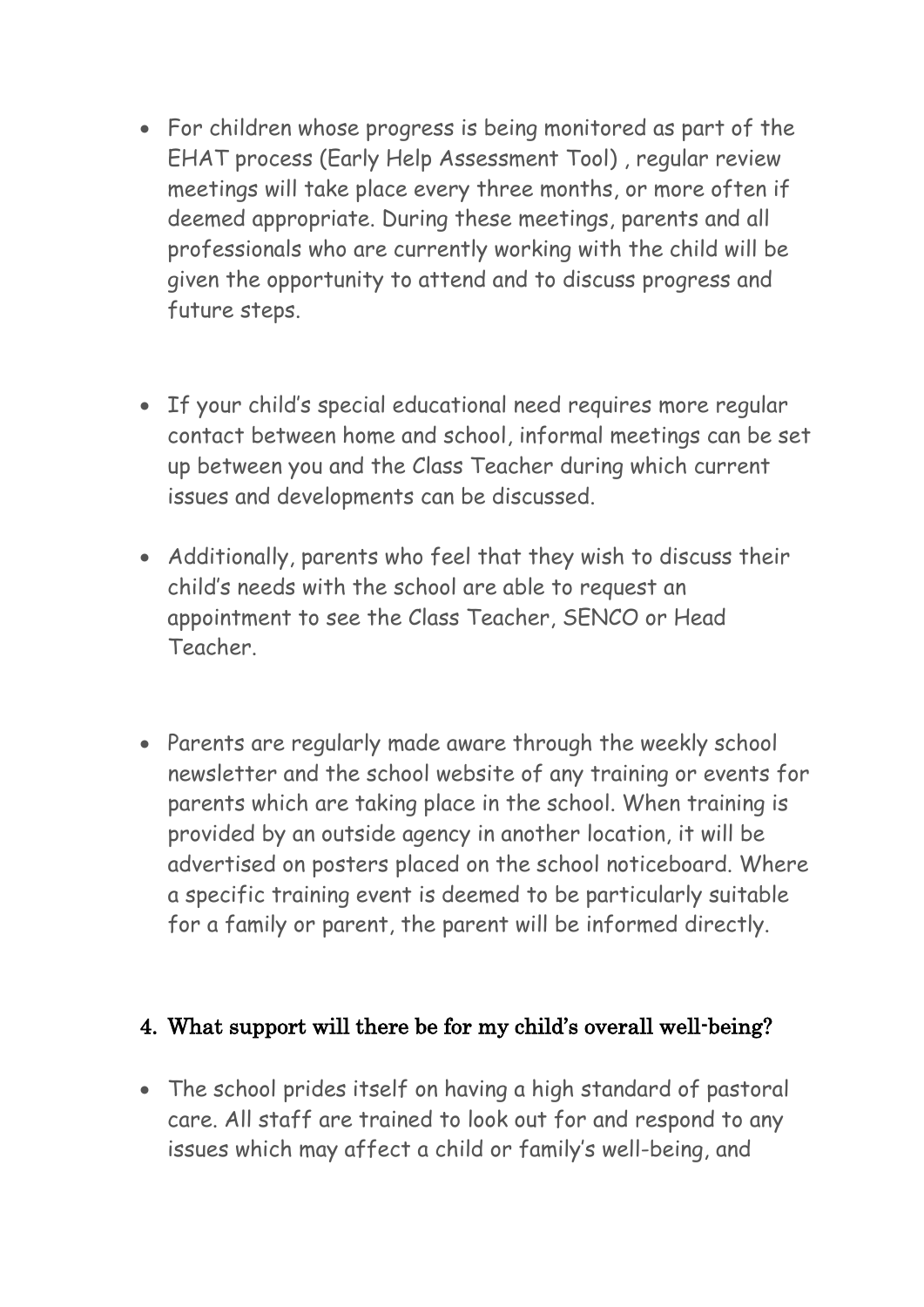- For children whose progress is being monitored as part of the EHAT process (Early Help Assessment Tool) , regular review meetings will take place every three months, or more often if deemed appropriate. During these meetings, parents and all professionals who are currently working with the child will be given the opportunity to attend and to discuss progress and future steps.

- If your child's special educational need requires more regular contact between home and school, informal meetings can be set up between you and the Class Teacher during which current issues and developments can be discussed.

- Additionally, parents who feel that they wish to discuss their child's needs with the school are able to request an appointment to see the Class Teacher, SENCO or Head Teacher.

- Parents are regularly made aware through the weekly school newsletter and the school website of any training or events for parents which are taking place in the school. When training is provided by an outside agency in another location, it will be advertised on posters placed on the school noticeboard. Where a specific training event is deemed to be particularly suitable for a family or parent, the parent will be informed directly.

## 4. What support will there be for my child's overall well-being?

- The school prides itself on having a high standard of pastoral care. All staff are trained to look out for and respond to any issues which may affect a child or family's well-being, and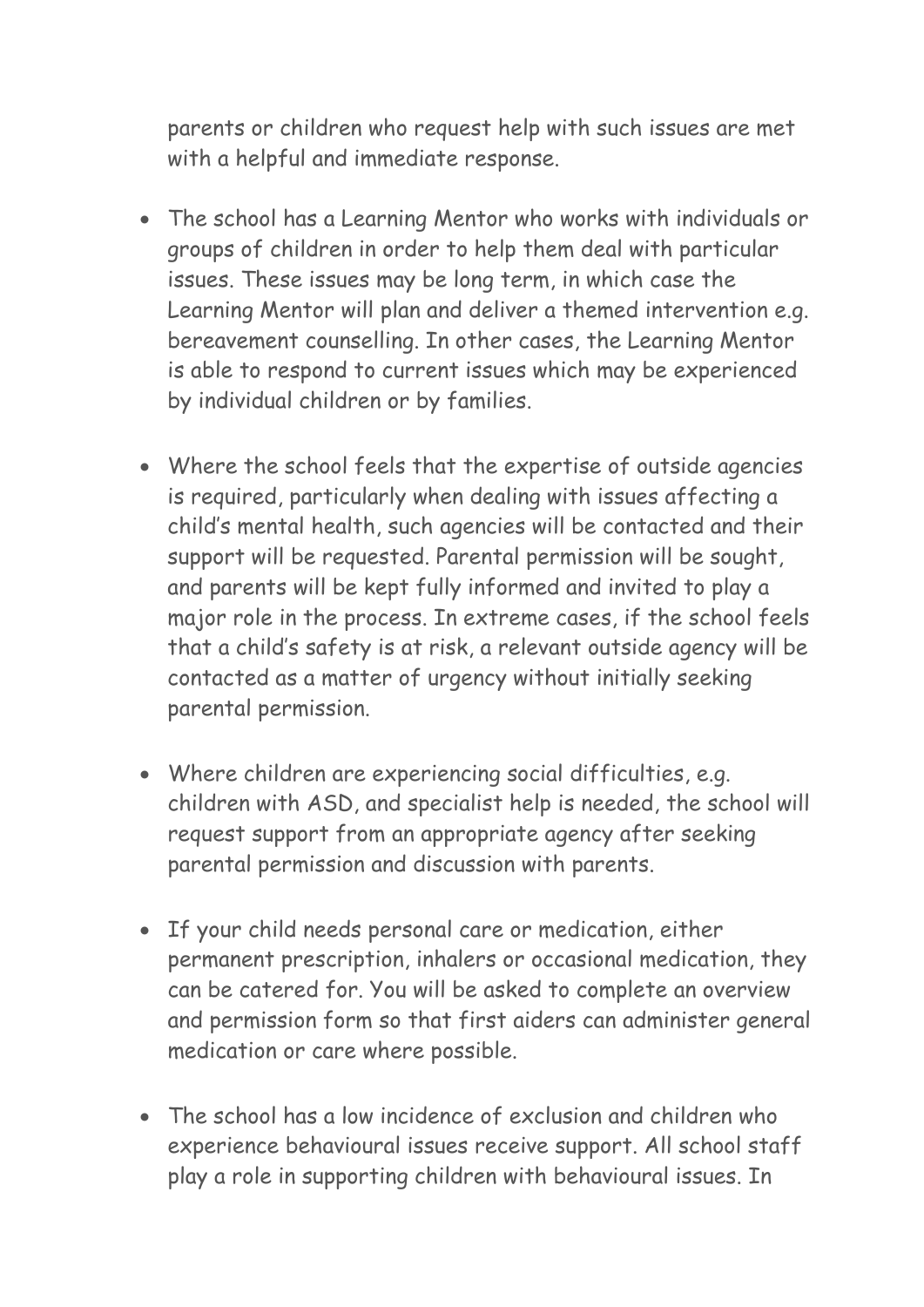parents or children who request help with such issues are met with a helpful and immediate response.

- The school has a Learning Mentor who works with individuals or groups of children in order to help them deal with particular issues. These issues may be long term, in which case the Learning Mentor will plan and deliver a themed intervention e.g. bereavement counselling. In other cases, the Learning Mentor is able to respond to current issues which may be experienced by individual children or by families.

- Where the school feels that the expertise of outside agencies is required, particularly when dealing with issues affecting a child's mental health, such agencies will be contacted and their support will be requested. Parental permission will be sought, and parents will be kept fully informed and invited to play a major role in the process. In extreme cases, if the school feels that a child's safety is at risk, a relevant outside agency will be contacted as a matter of urgency without initially seeking parental permission.

- Where children are experiencing social difficulties, e.g. children with ASD, and specialist help is needed, the school will request support from an appropriate agency after seeking parental permission and discussion with parents.

- If your child needs personal care or medication, either permanent prescription, inhalers or occasional medication, they can be catered for. You will be asked to complete an overview and permission form so that first aiders can administer general medication or care where possible.

- The school has a low incidence of exclusion and children who experience behavioural issues receive support. All school staff play a role in supporting children with behavioural issues. In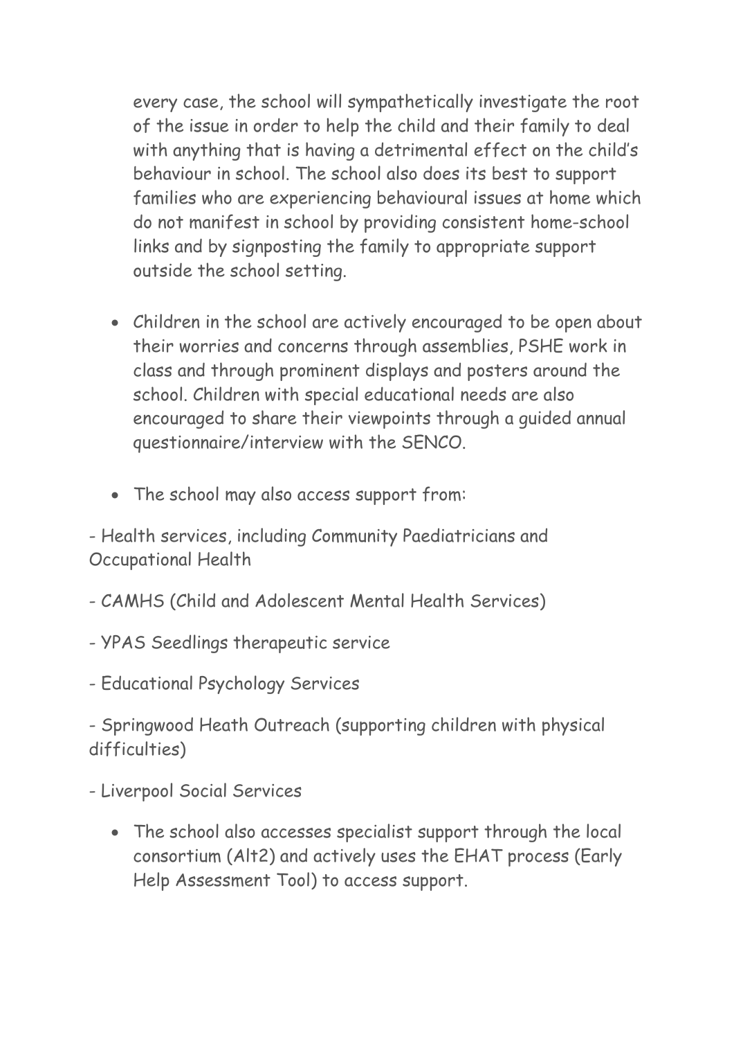every case, the school will sympathetically investigate the root of the issue in order to help the child and their family to deal with anything that is having a detrimental effect on the child's behaviour in school. The school also does its best to support families who are experiencing behavioural issues at home which do not manifest in school by providing consistent home-school links and by signposting the family to appropriate support outside the school setting.

- Children in the school are actively encouraged to be open about their worries and concerns through assemblies, PSHE work in class and through prominent displays and posters around the school. Children with special educational needs are also encouraged to share their viewpoints through a guided annual questionnaire/interview with the SENCO.

- The school may also access support from:

- Health services, including Community Paediatricians and Occupational Health

- CAMHS (Child and Adolescent Mental Health Services)

- YPAS Seedlings therapeutic service

- Educational Psychology Services

- Springwood Heath Outreach (supporting children with physical difficulties)

- Liverpool Social Services

- The school also accesses specialist support through the local consortium (Alt2) and actively uses the EHAT process (Early Help Assessment Tool) to access support.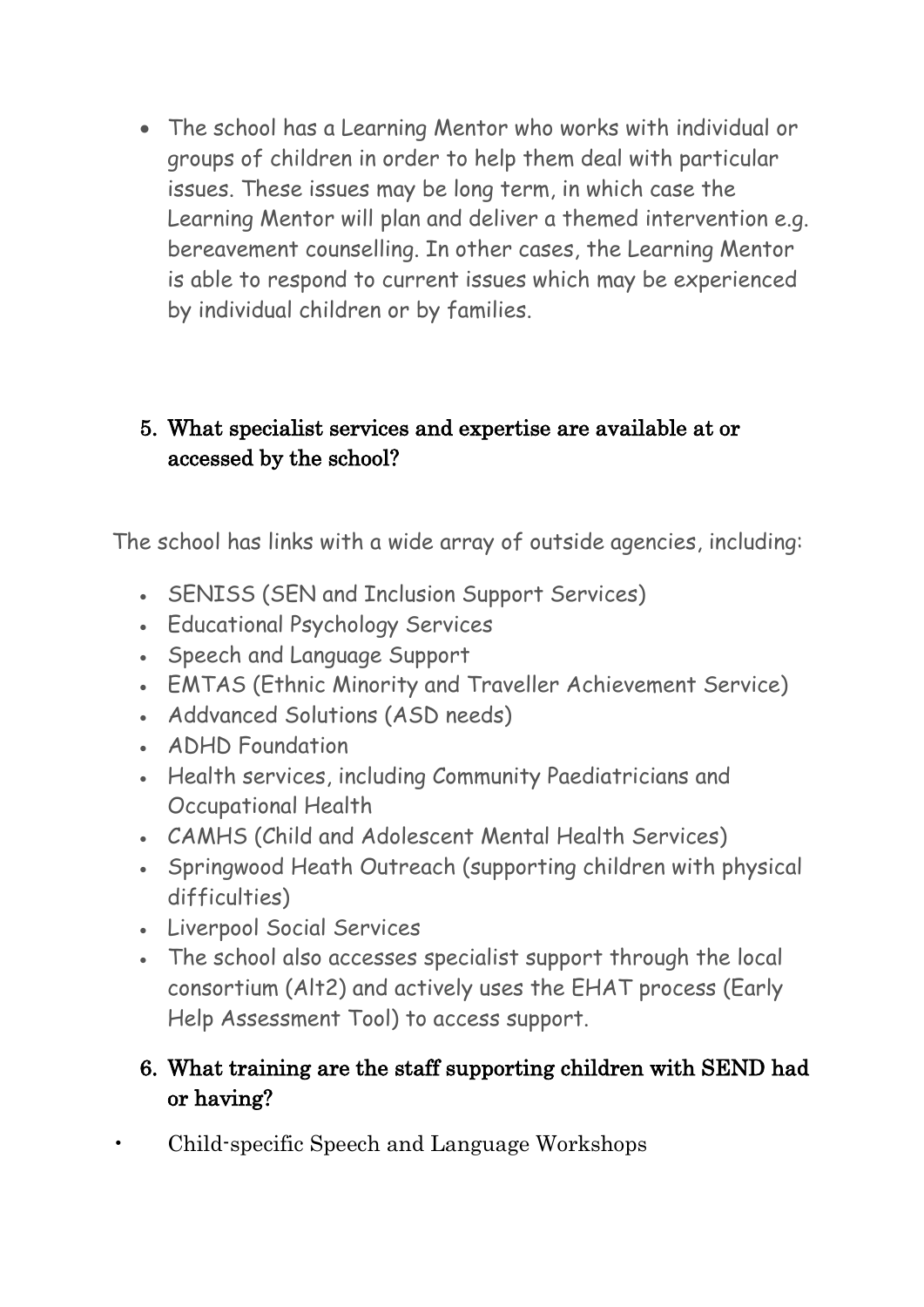- The school has a Learning Mentor who works with individual or groups of children in order to help them deal with particular issues. These issues may be long term, in which case the Learning Mentor will plan and deliver a themed intervention e.g. bereavement counselling. In other cases, the Learning Mentor is able to respond to current issues which may be experienced by individual children or by families.

5. **What specialist services and expertise are available at or accessed by the school?**

The school has links with a wide array of outside agencies, including:

- SENISS (SEN and Inclusion Support Services)
- Educational Psychology Services
- Speech and Language Support
- EMTAS (Ethnic Minority and Traveller Achievement Service)
- Addvanced Solutions (ASD needs)
- ADHD Foundation
- Health services, including Community Paediatricians and Occupational Health
- CAMHS (Child and Adolescent Mental Health Services)
- Springwood Heath Outreach (supporting children with physical difficulties)
- Liverpool Social Services
- The school also accesses specialist support through the local consortium (Alt2) and actively uses the EHAT process (Early Help Assessment Tool) to access support.

6. **What training are the staff supporting children with SEND had or having?**

- Child-specific Speech and Language Workshops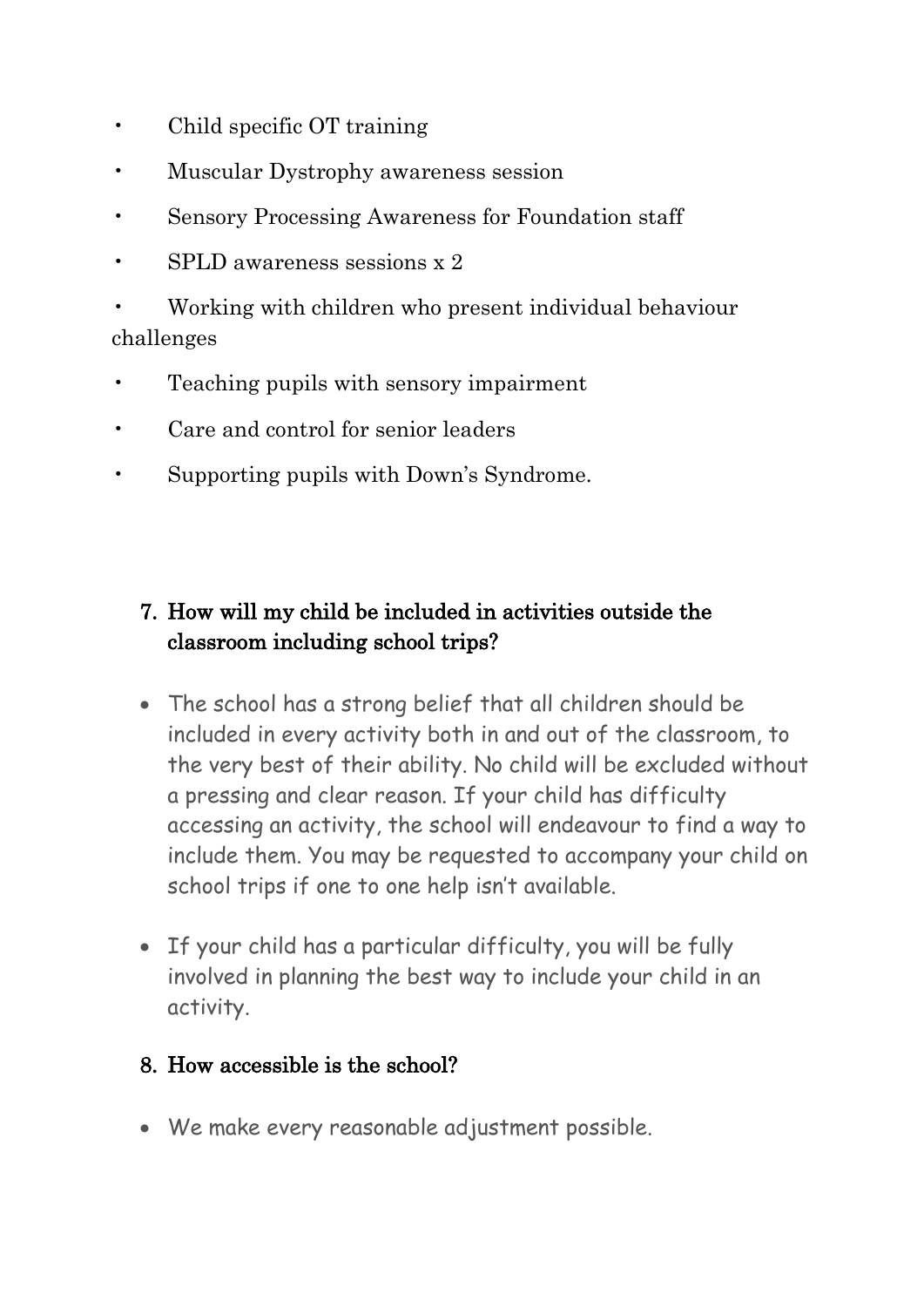- Child specific OT training
- Muscular Dystrophy awareness session
- Sensory Processing Awareness for Foundation staff
- SPLD awareness sessions x 2
- Working with children who present individual behaviour challenges
- Teaching pupils with sensory impairment
- Care and control for senior leaders
- Supporting pupils with Down's Syndrome.

## 7. How will my child be included in activities outside the classroom including school trips?

- The school has a strong belief that all children should be included in every activity both in and out of the classroom, to the very best of their ability. No child will be excluded without a pressing and clear reason. If your child has difficulty accessing an activity, the school will endeavour to find a way to include them. You may be requested to accompany your child on school trips if one to one help isn't available.
- If your child has a particular difficulty, you will be fully involved in planning the best way to include your child in an activity.

## 8. How accessible is the school?

- We make every reasonable adjustment possible.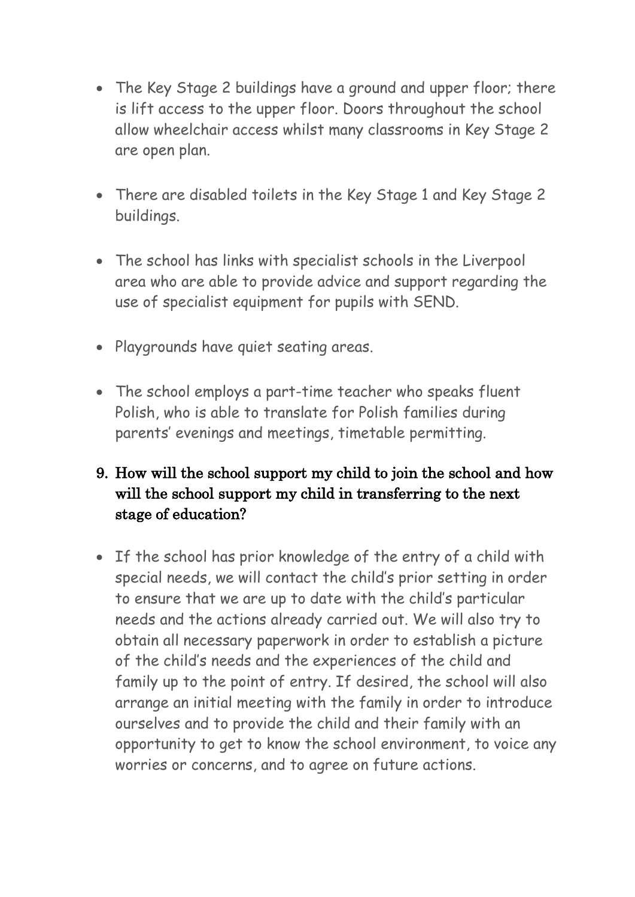- The Key Stage 2 buildings have a ground and upper floor; there is lift access to the upper floor. Doors throughout the school allow wheelchair access whilst many classrooms in Key Stage 2 are open plan.

- There are disabled toilets in the Key Stage 1 and Key Stage 2 buildings.

- The school has links with specialist schools in the Liverpool area who are able to provide advice and support regarding the use of specialist equipment for pupils with SEND.

- Playgrounds have quiet seating areas.

- The school employs a part-time teacher who speaks fluent Polish, who is able to translate for Polish families during parents' evenings and meetings, timetable permitting.

## 9. How will the school support my child to join the school and how will the school support my child in transferring to the next stage of education?

- If the school has prior knowledge of the entry of a child with special needs, we will contact the child's prior setting in order to ensure that we are up to date with the child's particular needs and the actions already carried out. We will also try to obtain all necessary paperwork in order to establish a picture of the child's needs and the experiences of the child and family up to the point of entry. If desired, the school will also arrange an initial meeting with the family in order to introduce ourselves and to provide the child and their family with an opportunity to get to know the school environment, to voice any worries or concerns, and to agree on future actions.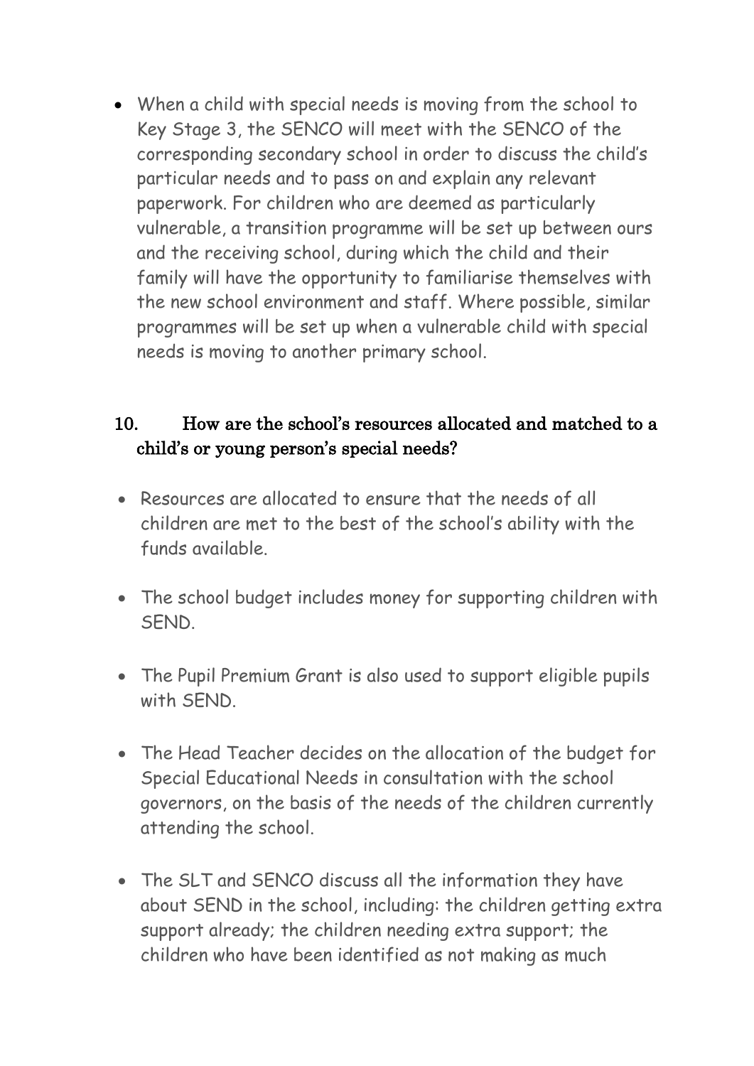- When a child with special needs is moving from the school to Key Stage 3, the SENCO will meet with the SENCO of the corresponding secondary school in order to discuss the child's particular needs and to pass on and explain any relevant paperwork. For children who are deemed as particularly vulnerable, a transition programme will be set up between ours and the receiving school, during which the child and their family will have the opportunity to familiarise themselves with the new school environment and staff. Where possible, similar programmes will be set up when a vulnerable child with special needs is moving to another primary school.

## 10. How are the school's resources allocated and matched to a child's or young person's special needs?

- Resources are allocated to ensure that the needs of all children are met to the best of the school's ability with the funds available.
- The school budget includes money for supporting children with SEND.
- The Pupil Premium Grant is also used to support eligible pupils with SEND.
- The Head Teacher decides on the allocation of the budget for Special Educational Needs in consultation with the school governors, on the basis of the needs of the children currently attending the school.
- The SLT and SENCO discuss all the information they have about SEND in the school, including: the children getting extra support already; the children needing extra support; the children who have been identified as not making as much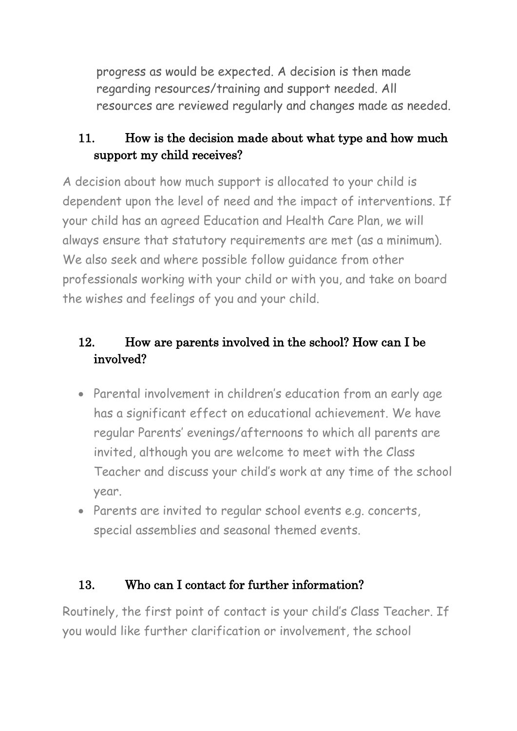progress as would be expected. A decision is then made regarding resources/training and support needed. All resources are reviewed regularly and changes made as needed.

## 11. How is the decision made about what type and how much support my child receives?

A decision about how much support is allocated to your child is dependent upon the level of need and the impact of interventions. If your child has an agreed Education and Health Care Plan, we will always ensure that statutory requirements are met (as a minimum). We also seek and where possible follow guidance from other professionals working with your child or with you, and take on board the wishes and feelings of you and your child.

## 12. How are parents involved in the school? How can I be involved?

- Parental involvement in children's education from an early age has a significant effect on educational achievement. We have regular Parents' evenings/afternoons to which all parents are invited, although you are welcome to meet with the Class Teacher and discuss your child's work at any time of the school year.
- Parents are invited to regular school events e.g. concerts, special assemblies and seasonal themed events.

## 13. Who can I contact for further information?

Routinely, the first point of contact is your child's Class Teacher. If you would like further clarification or involvement, the school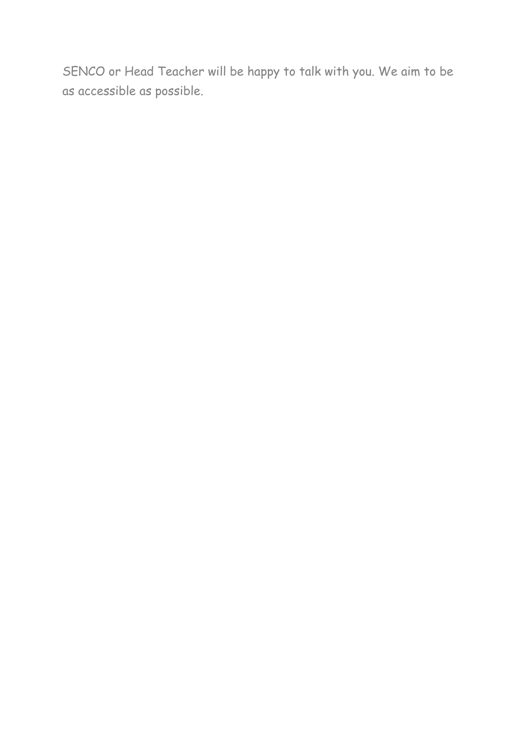SENCO or Head Teacher will be happy to talk with you. We aim to be as accessible as possible.